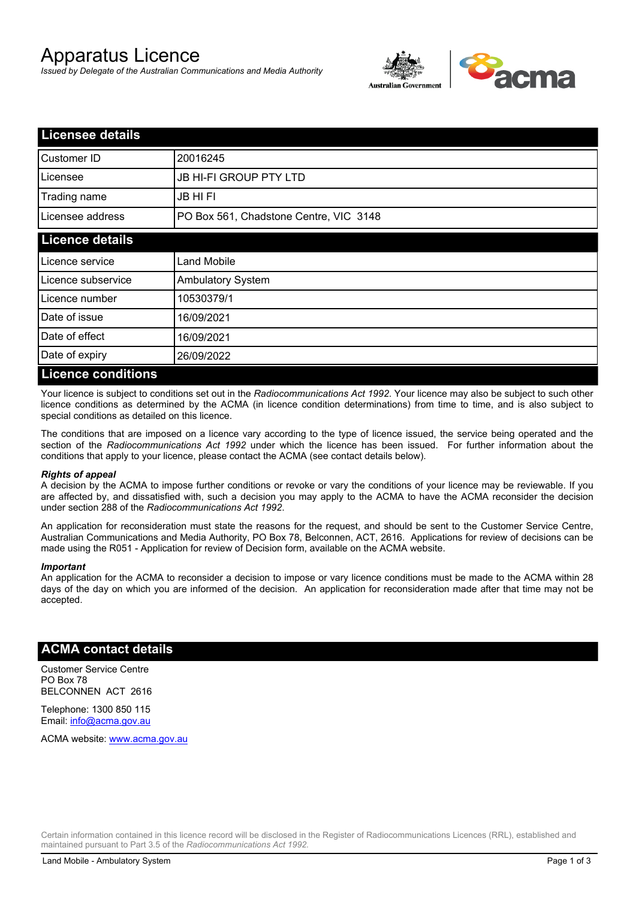# Apparatus Licence

*Issued by Delegate of the Australian Communications and Media Authority*

## Licensee details

| | |
|---|---|
| Customer ID | 20016245 |
| Licensee | JB HI-FI GROUP PTY LTD |
| Trading name | JB HI FI |
| Licensee address | PO Box 561, Chadstone Centre, VIC 3148 |

## Licence details

| | |
|---|---|
| Licence service | Land Mobile |
| Licence subservice | Ambulatory System |
| Licence number | 10530379/1 |
| Date of issue | 16/09/2021 |
| Date of effect | 16/09/2021 |
| Date of expiry | 26/09/2022 |

## Licence conditions

Your licence is subject to conditions set out in the *Radiocommunications Act 1992*. Your licence may also be subject to such other licence conditions as determined by the ACMA (in licence condition determinations) from time to time, and is also subject to special conditions as detailed on this licence.

The conditions that are imposed on a licence vary according to the type of licence issued, the service being operated and the section of the *Radiocommunications Act 1992* under which the licence has been issued. For further information about the conditions that apply to your licence, please contact the ACMA (see contact details below).

***Rights of appeal***

A decision by the ACMA to impose further conditions or revoke or vary the conditions of your licence may be reviewable. If you are affected by, and dissatisfied with, such a decision you may apply to the ACMA to have the ACMA reconsider the decision under section 288 of the *Radiocommunications Act 1992*.

An application for reconsideration must state the reasons for the request, and should be sent to the Customer Service Centre, Australian Communications and Media Authority, PO Box 78, Belconnen, ACT, 2616. Applications for review of decisions can be made using the R051 - Application for review of Decision form, available on the ACMA website.

***Important***

An application for the ACMA to reconsider a decision to impose or vary licence conditions must be made to the ACMA within 28 days of the day on which you are informed of the decision. An application for reconsideration made after that time may not be accepted.

## ACMA contact details

Customer Service Centre
PO Box 78
BELCONNEN ACT 2616

Telephone: 1300 850 115
Email: info@acma.gov.au

ACMA website: www.acma.gov.au

Certain information contained in this licence record will be disclosed in the Register of Radiocommunications Licences (RRL), established and maintained pursuant to Part 3.5 of the *Radiocommunications Act 1992.*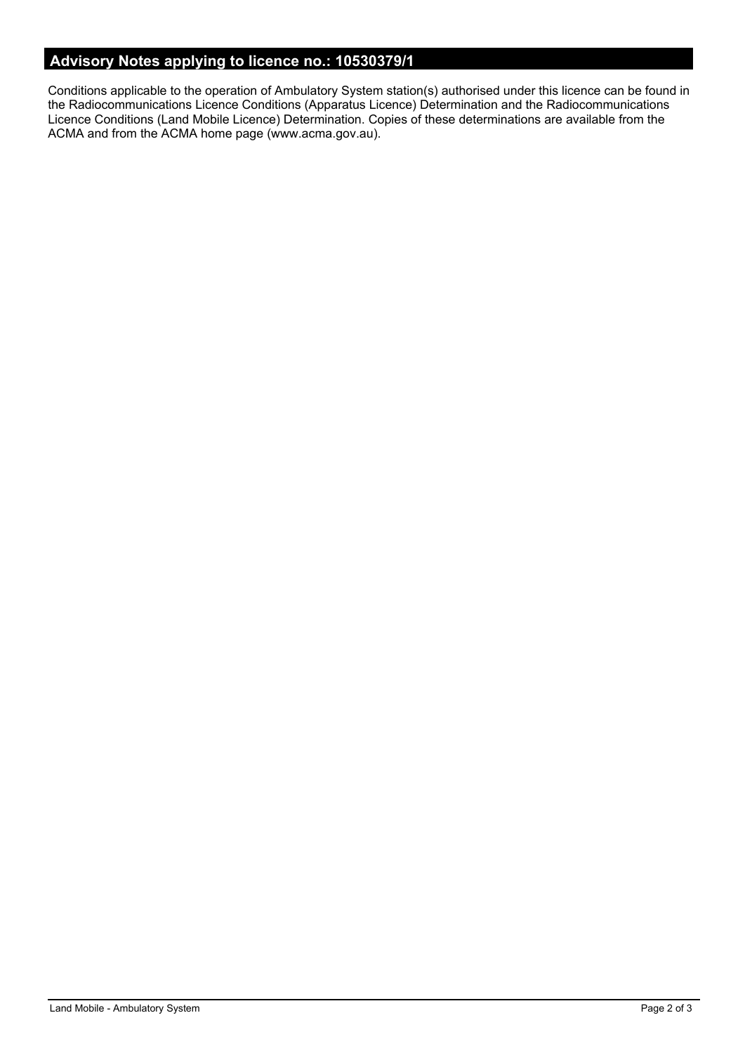## Advisory Notes applying to licence no.: 10530379/1

Conditions applicable to the operation of Ambulatory System station(s) authorised under this licence can be found in the Radiocommunications Licence Conditions (Apparatus Licence) Determination and the Radiocommunications Licence Conditions (Land Mobile Licence) Determination. Copies of these determinations are available from the ACMA and from the ACMA home page (www.acma.gov.au).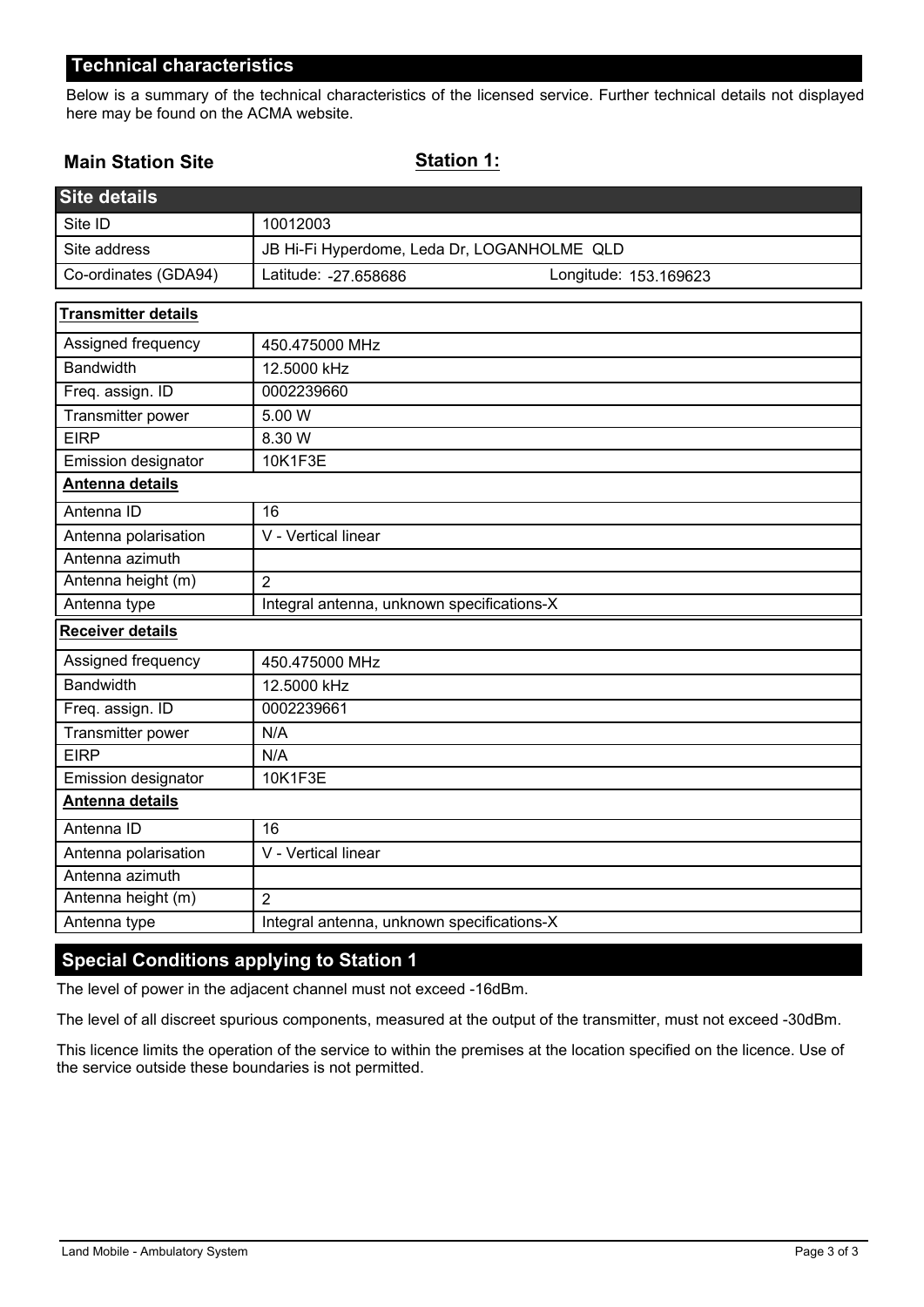## Technical characteristics

Below is a summary of the technical characteristics of the licensed service. Further technical details not displayed here may be found on the ACMA website.

**Main Station Site** **Station 1:**

| Site details | |
|---|---|
| Site ID | 10012003 |
| Site address | JB Hi-Fi Hyperdome, Leda Dr, LOGANHOLME QLD |
| Co-ordinates (GDA94) | Latitude: -27.658686 Longitude: 153.169623 |

| **Transmitter details** | |
|---|---|
| Assigned frequency | 450.475000 MHz |
| Bandwidth | 12.5000 kHz |
| Freq. assign. ID | 0002239660 |
| Transmitter power | 5.00 W |
| EIRP | 8.30 W |
| Emission designator | 10K1F3E |
| **Antenna details** | |
| Antenna ID | 16 |
| Antenna polarisation | V - Vertical linear |
| Antenna azimuth | |
| Antenna height (m) | 2 |
| Antenna type | Integral antenna, unknown specifications-X |
| **Receiver details** | |
| Assigned frequency | 450.475000 MHz |
| Bandwidth | 12.5000 kHz |
| Freq. assign. ID | 0002239661 |
| Transmitter power | N/A |
| EIRP | N/A |
| Emission designator | 10K1F3E |
| **Antenna details** | |
| Antenna ID | 16 |
| Antenna polarisation | V - Vertical linear |
| Antenna azimuth | |
| Antenna height (m) | 2 |
| Antenna type | Integral antenna, unknown specifications-X |

## Special Conditions applying to Station 1

The level of power in the adjacent channel must not exceed -16dBm.

The level of all discreet spurious components, measured at the output of the transmitter, must not exceed -30dBm.

This licence limits the operation of the service to within the premises at the location specified on the licence. Use of the service outside these boundaries is not permitted.